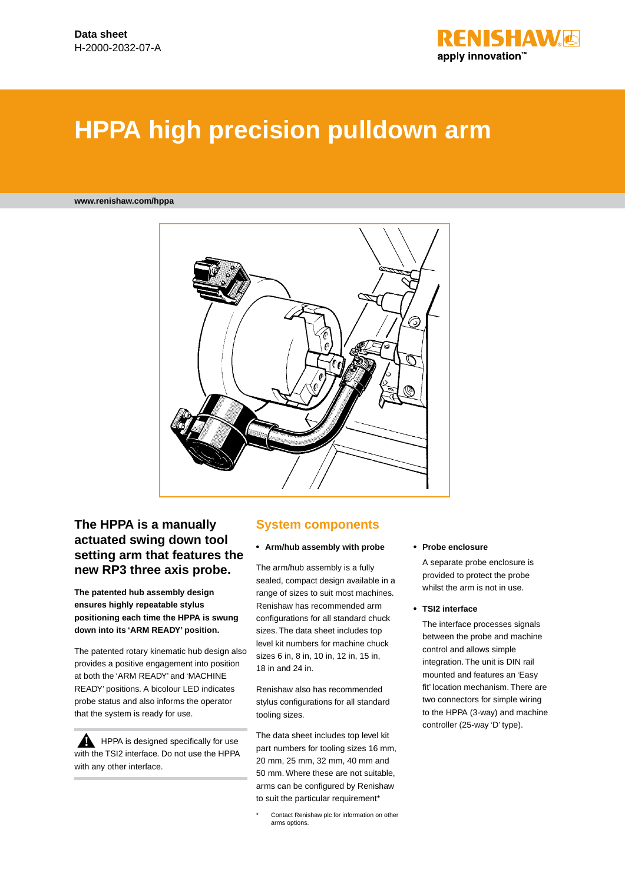Data sheet
H-2000-2032-07-A

# HPPA high precision pulldown arm

www.renishaw.com/hppa

## The HPPA is a manually actuated swing down tool setting arm that features the new RP3 three axis probe.

**The patented hub assembly design ensures highly repeatable stylus positioning each time the HPPA is swung down into its 'ARM READY' position.**

The patented rotary kinematic hub design also provides a positive engagement into position at both the 'ARM READY' and 'MACHINE READY' positions. A bicolour LED indicates probe status and also informs the operator that the system is ready for use.

⚠ HPPA is designed specifically for use with the TSI2 interface. Do not use the HPPA with any other interface.

## System components

- **Arm/hub assembly with probe**

The arm/hub assembly is a fully sealed, compact design available in a range of sizes to suit most machines. Renishaw has recommended arm configurations for all standard chuck sizes. The data sheet includes top level kit numbers for machine chuck sizes 6 in, 8 in, 10 in, 12 in, 15 in, 18 in and 24 in.

Renishaw also has recommended stylus configurations for all standard tooling sizes.

The data sheet includes top level kit part numbers for tooling sizes 16 mm, 20 mm, 25 mm, 32 mm, 40 mm and 50 mm. Where these are not suitable, arms can be configured by Renishaw to suit the particular requirement*

- **Probe enclosure**

A separate probe enclosure is provided to protect the probe whilst the arm is not in use.

- **TSI2 interface**

The interface processes signals between the probe and machine control and allows simple integration. The unit is DIN rail mounted and features an 'Easy fit' location mechanism. There are two connectors for simple wiring to the HPPA (3-way) and machine controller (25-way 'D' type).

\* Contact Renishaw plc for information on other arms options.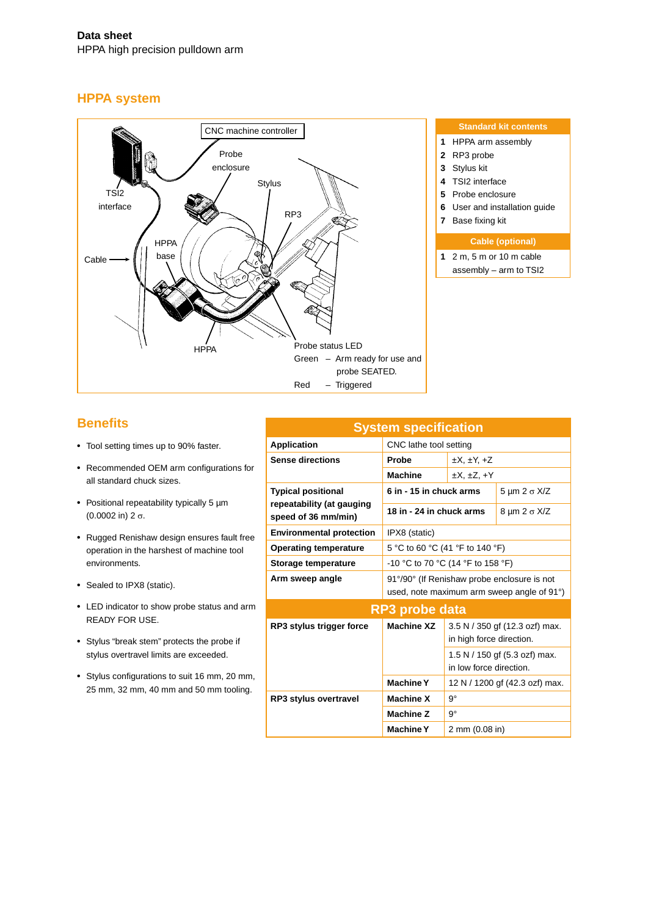**Data sheet**
HPPA high precision pulldown arm

## HPPA system

CNC machine controller

Probe enclosure

Stylus

RP3

TSI2 interface

HPPA base

Cable

HPPA

Probe status LED
Green – Arm ready for use and probe SEATED.
Red – Triggered

| Standard kit contents | |
|---|---|
| 1 | HPPA arm assembly |
| 2 | RP3 probe |
| 3 | Stylus kit |
| 4 | TSI2 interface |
| 5 | Probe enclosure |
| 6 | User and installation guide |
| 7 | Base fixing kit |
| **Cable (optional)** | |
| 1 | 2 m, 5 m or 10 m cable assembly – arm to TSI2 |

## Benefits

- Tool setting times up to 90% faster.
- Recommended OEM arm configurations for all standard chuck sizes.
- Positional repeatability typically 5 µm (0.0002 in) 2 σ.
- Rugged Renishaw design ensures fault free operation in the harshest of machine tool environments.
- Sealed to IPX8 (static).
- LED indicator to show probe status and arm READY FOR USE.
- Stylus “break stem” protects the probe if stylus overtravel limits are exceeded.
- Stylus configurations to suit 16 mm, 20 mm, 25 mm, 32 mm, 40 mm and 50 mm tooling.

| System specification | | |
|---|---|---|
| **Application** | CNC lathe tool setting | |
| **Sense directions** | **Probe** | ±X, ±Y, +Z |
| | **Machine** | ±X, ±Z, +Y |
| **Typical positional repeatability (at gauging speed of 36 mm/min)** | **6 in - 15 in chuck arms** | 5 µm 2 σ X/Z |
| | **18 in - 24 in chuck arms** | 8 µm 2 σ X/Z |
| **Environmental protection** | IPX8 (static) | |
| **Operating temperature** | 5 °C to 60 °C (41 °F to 140 °F) | |
| **Storage temperature** | -10 °C to 70 °C (14 °F to 158 °F) | |
| **Arm sweep angle** | 91°/90° (If Renishaw probe enclosure is not used, note maximum arm sweep angle of 91°) | |
| **RP3 probe data** | | |
| **RP3 stylus trigger force** | **Machine XZ** | 3.5 N / 350 gf (12.3 ozf) max. in high force direction. |
| | | 1.5 N / 150 gf (5.3 ozf) max. in low force direction. |
| | **Machine Y** | 12 N / 1200 gf (42.3 ozf) max. |
| **RP3 stylus overtravel** | **Machine X** | 9° |
| | **Machine Z** | 9° |
| | **Machine Y** | 2 mm (0.08 in) |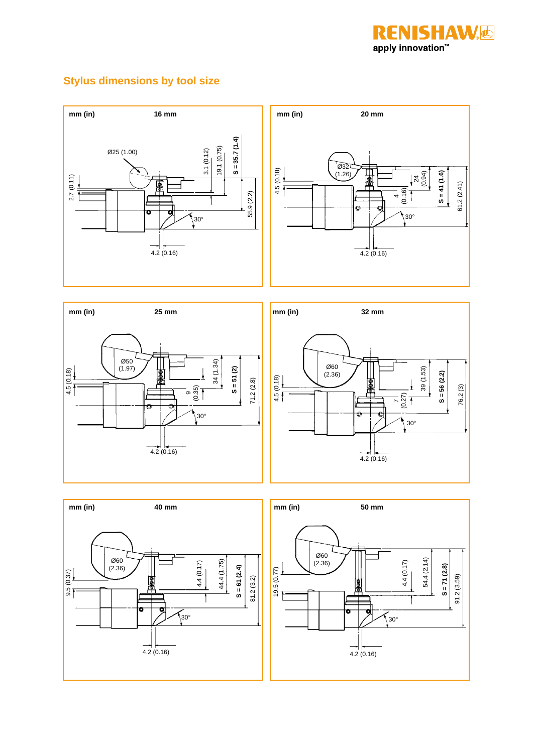## Stylus dimensions by tool size

**mm (in)** **16 mm**

Ø25 (1.00)
2.7 (0.11)
3.1 (0.12)
19.1 (0.75)
S = 35.7 (1.4)
55.9 (2.2)
30°
4.2 (0.16)

**mm (in)** **20 mm**

Ø32 (1.26)
4.5 (0.18)
24 (0.94)
4 (0.16)
S = 41 (1.6)
61.2 (2.41)
30°
4.2 (0.16)

**mm (in)** **25 mm**

Ø50 (1.97)
4.5 (0.18)
34 (1.34)
9 (0.35)
S = 51 (2)
71.2 (2.8)
30°
4.2 (0.16)

**mm (in)** **32 mm**

Ø60 (2.36)
4.5 (0.18)
39 (1.53)
7 (0.27)
S = 56 (2.2)
76.2 (3)
30°
4.2 (0.16)

**mm (in)** **40 mm**

Ø60 (2.36)
9.5 (0.37)
4.4 (0.17)
44.4 (1.75)
S = 61 (2.4)
81.2 (3.2)
30°
4.2 (0.16)

**mm (in)** **50 mm**

Ø60 (2.36)
19.5 (0.77)
4.4 (0.17)
54.4 (2.14)
S = 71 (2.8)
91.2 (3.59)
30°
4.2 (0.16)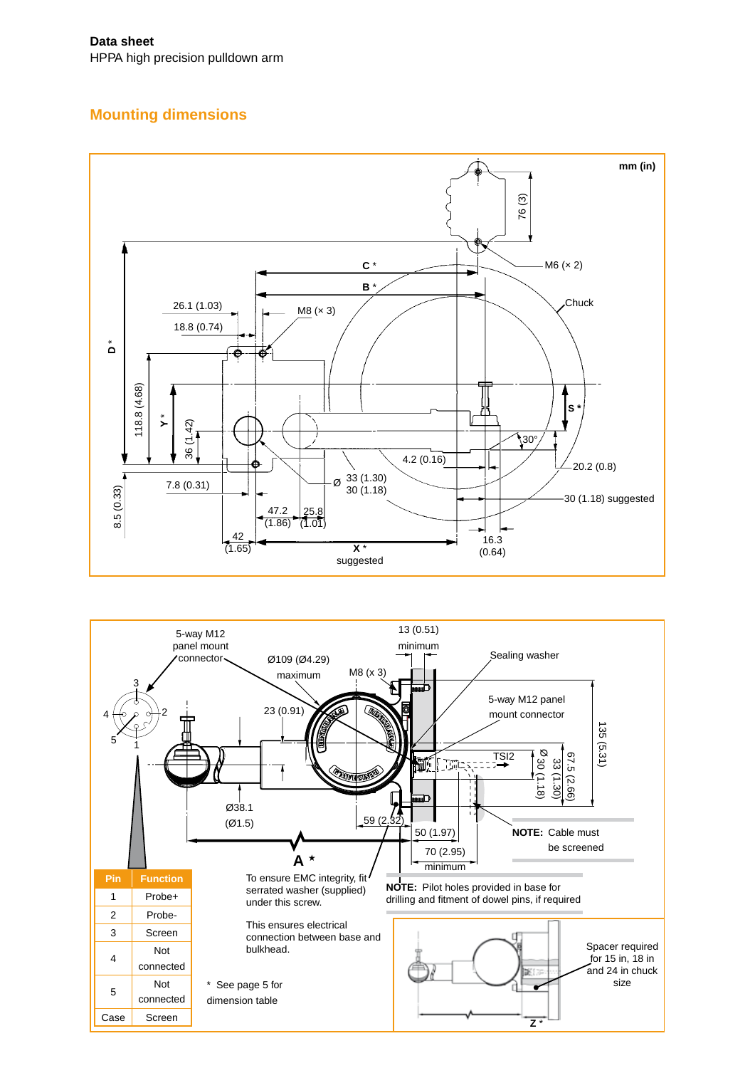Data sheet
HPPA high precision pulldown arm

## Mounting dimensions

mm (in)

76 (3)

M6 (× 2)

C *

B *

Chuck

26.1 (1.03)

M8 (× 3)

18.8 (0.74)

D *

118.8 (4.68)

Y *

36 (1.42)

S *

30°

4.2 (0.16)

20.2 (0.8)

7.8 (0.31)

Ø 33 (1.30) 30 (1.18)

30 (1.18) suggested

8.5 (0.33)

47.2 (1.86)

25.8 (1.01)

42 (1.65)

X * suggested

16.3 (0.64)

5-way M12 panel mount connector

Ø109 (Ø4.29) maximum

M8 (x 3)

13 (0.51) minimum

Sealing washer

5-way M12 panel mount connector

23 (0.91)

TSI2

135 (5.31)

67.5 (2.66)

33 (1.30)

Ø 30 (1.18)

Ø38.1 (Ø1.5)

59 (2.32)

50 (1.97)

70 (2.95) minimum

**NOTE:** Cable must be screened

A *

| Pin | Function |
|---|---|
| 1 | Probe+ |
| 2 | Probe- |
| 3 | Screen |
| 4 | Not connected |
| 5 | Not connected |
| Case | Screen |

To ensure EMC integrity, fit serrated washer (supplied) under this screw.

This ensures electrical connection between base and bulkhead.

**NOTE:** Pilot holes provided in base for drilling and fitment of dowel pins, if required

\* See page 5 for dimension table

Spacer required for 15 in, 18 in and 24 in chuck size

Z *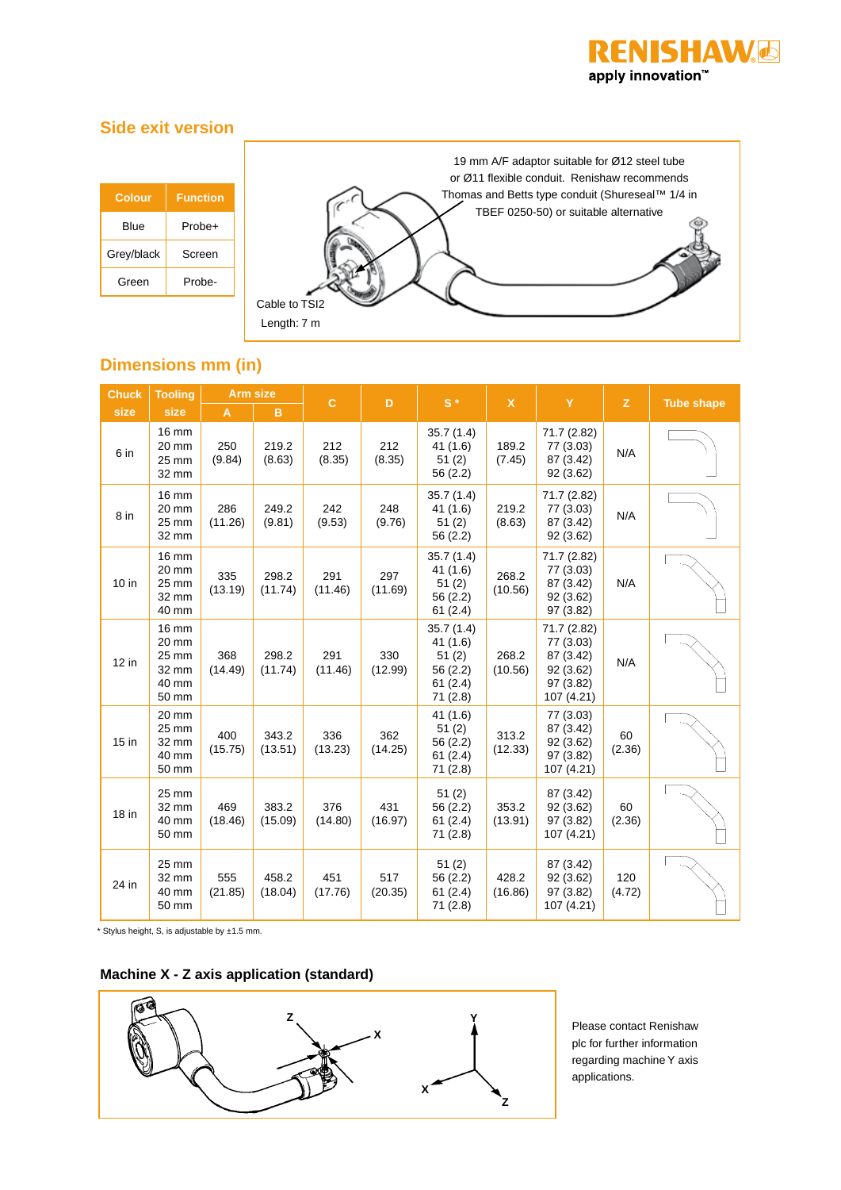## Side exit version

| Colour | Function |
|---|---|
| Blue | Probe+ |
| Grey/black | Screen |
| Green | Probe- |

19 mm A/F adaptor suitable for Ø12 steel tube or Ø11 flexible conduit. Renishaw recommends Thomas and Betts type conduit (Shureseal™ 1/4 in TBEF 0250-50) or suitable alternative

Cable to TSI2

Length: 7 m

## Dimensions mm (in)

| Chuck size | Tooling size | Arm size A | Arm size B | C | D | S * | X | Y | Z | Tube shape |
|---|---|---|---|---|---|---|---|---|---|---|
| 6 in | 16 mm<br>20 mm<br>25 mm<br>32 mm | 250<br>(9.84) | 219.2<br>(8.63) | 212<br>(8.35) | 212<br>(8.35) | 35.7 (1.4)<br>41 (1.6)<br>51 (2)<br>56 (2.2) | 189.2<br>(7.45) | 71.7 (2.82)<br>77 (3.03)<br>87 (3.42)<br>92 (3.62) | N/A | |
| 8 in | 16 mm<br>20 mm<br>25 mm<br>32 mm | 286<br>(11.26) | 249.2<br>(9.81) | 242<br>(9.53) | 248<br>(9.76) | 35.7 (1.4)<br>41 (1.6)<br>51 (2)<br>56 (2.2) | 219.2<br>(8.63) | 71.7 (2.82)<br>77 (3.03)<br>87 (3.42)<br>92 (3.62) | N/A | |
| 10 in | 16 mm<br>20 mm<br>25 mm<br>32 mm<br>40 mm | 335<br>(13.19) | 298.2<br>(11.74) | 291<br>(11.46) | 297<br>(11.69) | 35.7 (1.4)<br>41 (1.6)<br>51 (2)<br>56 (2.2)<br>61 (2.4) | 268.2<br>(10.56) | 71.7 (2.82)<br>77 (3.03)<br>87 (3.42)<br>92 (3.62)<br>97 (3.82) | N/A | |
| 12 in | 16 mm<br>20 mm<br>25 mm<br>32 mm<br>40 mm<br>50 mm | 368<br>(14.49) | 298.2<br>(11.74) | 291<br>(11.46) | 330<br>(12.99) | 35.7 (1.4)<br>41 (1.6)<br>51 (2)<br>56 (2.2)<br>61 (2.4)<br>71 (2.8) | 268.2<br>(10.56) | 71.7 (2.82)<br>77 (3.03)<br>87 (3.42)<br>92 (3.62)<br>97 (3.82)<br>107 (4.21) | N/A | |
| 15 in | 20 mm<br>25 mm<br>32 mm<br>40 mm<br>50 mm | 400<br>(15.75) | 343.2<br>(13.51) | 336<br>(13.23) | 362<br>(14.25) | 41 (1.6)<br>51 (2)<br>56 (2.2)<br>61 (2.4)<br>71 (2.8) | 313.2<br>(12.33) | 77 (3.03)<br>87 (3.42)<br>92 (3.62)<br>97 (3.82)<br>107 (4.21) | 60<br>(2.36) | |
| 18 in | 25 mm<br>32 mm<br>40 mm<br>50 mm | 469<br>(18.46) | 383.2<br>(15.09) | 376<br>(14.80) | 431<br>(16.97) | 51 (2)<br>56 (2.2)<br>61 (2.4)<br>71 (2.8) | 353.2<br>(13.91) | 87 (3.42)<br>92 (3.62)<br>97 (3.82)<br>107 (4.21) | 60<br>(2.36) | |
| 24 in | 25 mm<br>32 mm<br>40 mm<br>50 mm | 555<br>(21.85) | 458.2<br>(18.04) | 451<br>(17.76) | 517<br>(20.35) | 51 (2)<br>56 (2.2)<br>61 (2.4)<br>71 (2.8) | 428.2<br>(16.86) | 87 (3.42)<br>92 (3.62)<br>97 (3.82)<br>107 (4.21) | 120<br>(4.72) | |

* Stylus height, S, is adjustable by ±1.5 mm.

### Machine X - Z axis application (standard)

Z

X

Y

X

Z

Please contact Renishaw plc for further information regarding machine Y axis applications.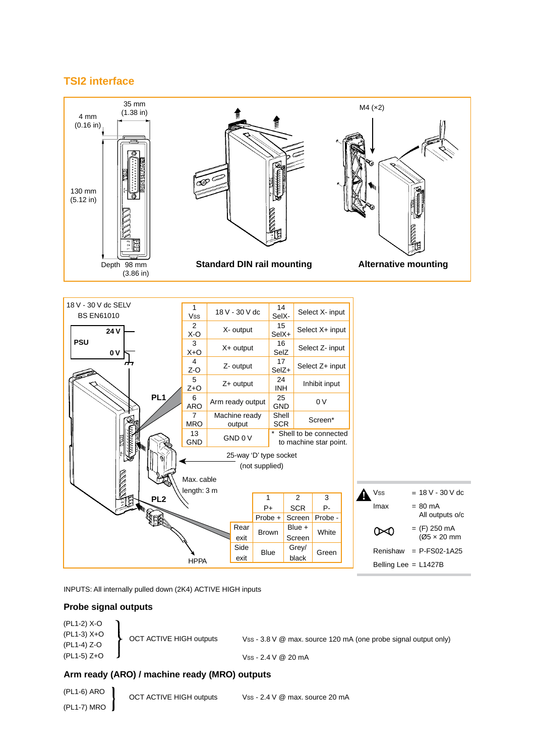## TSI2 interface

35 mm
(1.38 in)

4 mm
(0.16 in)

130 mm
(5.12 in)

Depth 98 mm
(3.86 in)

M4 (×2)

**Standard DIN rail mounting**

**Alternative mounting**

18 V - 30 V dc SELV
BS EN61010

PSU
24 V
0 V

PL1

PL2

| | | | |
|---|---|---|---|
| 1 Vss | 18 V - 30 V dc | 14 SelX- | Select X- input |
| 2 X-O | X- output | 15 SelX+ | Select X+ input |
| 3 X+O | X+ output | 16 SelZ | Select Z- input |
| 4 Z-O | Z- output | 17 SelZ+ | Select Z+ input |
| 5 Z+O | Z+ output | 24 INH | Inhibit input |
| 6 ARO | Arm ready output | 25 GND | 0 V |
| 7 MRO | Machine ready output | Shell SCR | Screen* |
| 13 GND | GND 0 V | * Shell to be connected to machine star point. | |

25-way 'D' type socket
(not supplied)

Max. cable
length: 3 m

| | 1 | 2 | 3 |
|---|---|---|---|
| | P+ | SCR | P- |
| | Probe + | Screen | Probe - |
| Rear exit | Brown | Blue + Screen | White |
| Side exit | Blue | Grey/ black | Green |

HPPA

Vss = 18 V - 30 V dc
Imax = 80 mA
All outputs o/c
= (F) 250 mA
(Ø5 × 20 mm
Renishaw = P-FS02-1A25
Belling Lee = L1427B

INPUTS: All internally pulled down (2K4) ACTIVE HIGH inputs

### Probe signal outputs

(PL1-2) X-O
(PL1-3) X+O
(PL1-4) Z-O
(PL1-5) Z+O

OCT ACTIVE HIGH outputs

Vss - 3.8 V @ max. source 120 mA (one probe signal output only)

Vss - 2.4 V @ 20 mA

### Arm ready (ARO) / machine ready (MRO) outputs

(PL1-6) ARO
(PL1-7) MRO

OCT ACTIVE HIGH outputs

Vss - 2.4 V @ max. source 20 mA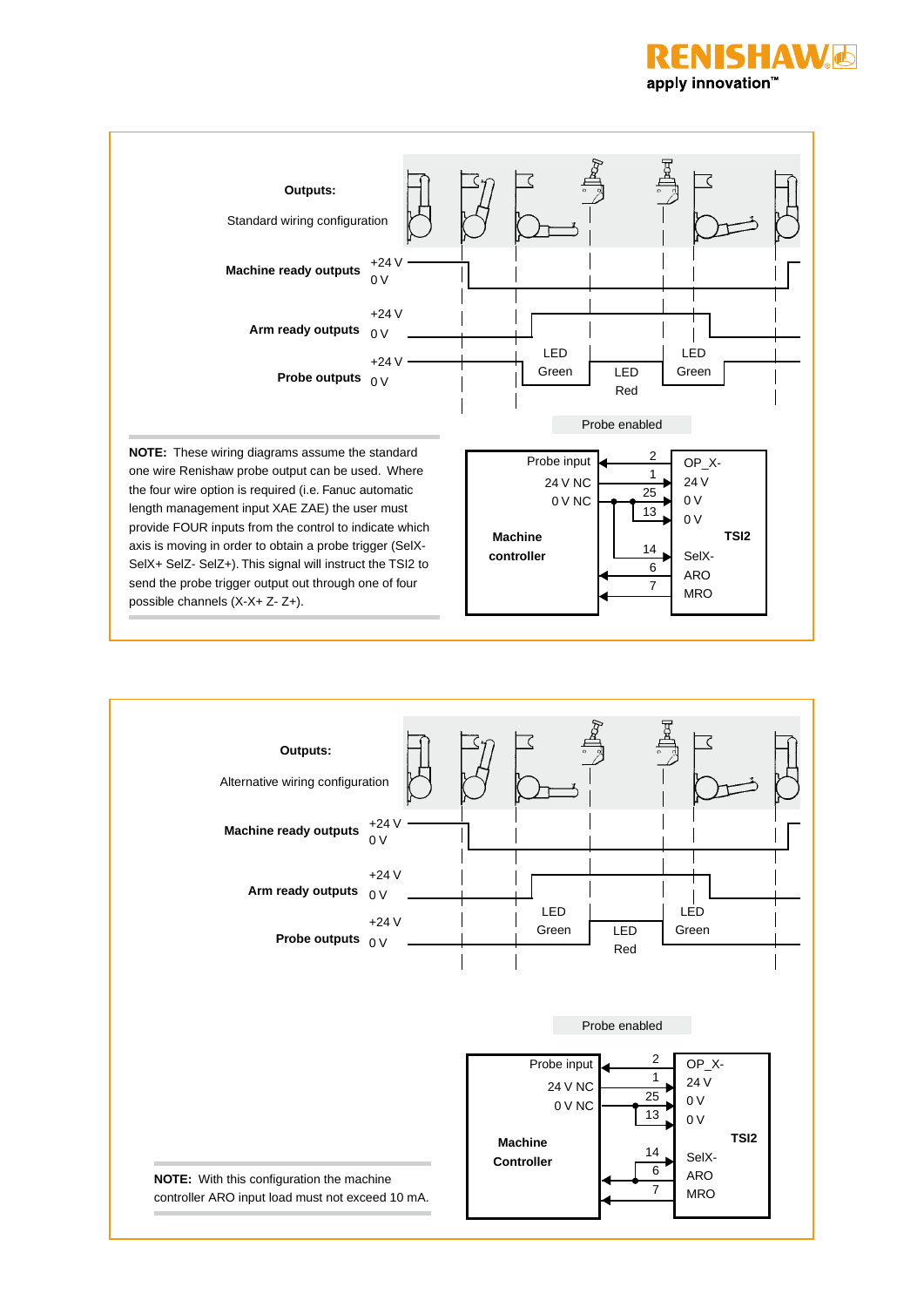**Outputs:**

Standard wiring configuration

**Machine ready outputs** +24 V 0 V

**Arm ready outputs** +24 V 0 V

**Probe outputs** +24 V 0 V

LED Green

LED Red

LED Green

Probe enabled

**NOTE:** These wiring diagrams assume the standard one wire Renishaw probe output can be used. Where the four wire option is required (i.e. Fanuc automatic length management input XAE ZAE) the user must provide FOUR inputs from the control to indicate which axis is moving in order to obtain a probe trigger (SelX- SelX+ SelZ- SelZ+). This signal will instruct the TSI2 to send the probe trigger output out through one of four possible channels (X-X+ Z- Z+).

**Machine controller**

Probe input
24 V NC
0 V NC

2
1
25
13
14
6
7

OP_X-
24 V
0 V
0 V
SelX-
ARO
MRO

**TSI2**

**Outputs:**

Alternative wiring configuration

**Machine ready outputs** +24 V 0 V

**Arm ready outputs** +24 V 0 V

**Probe outputs** +24 V 0 V

LED Green

LED Red

LED Green

Probe enabled

**Machine Controller**

Probe input
24 V NC
0 V NC

2
1
25
13
14
6
7

OP_X-
24 V
0 V
0 V
SelX-
ARO
MRO

**TSI2**

**NOTE:** With this configuration the machine controller ARO input load must not exceed 10 mA.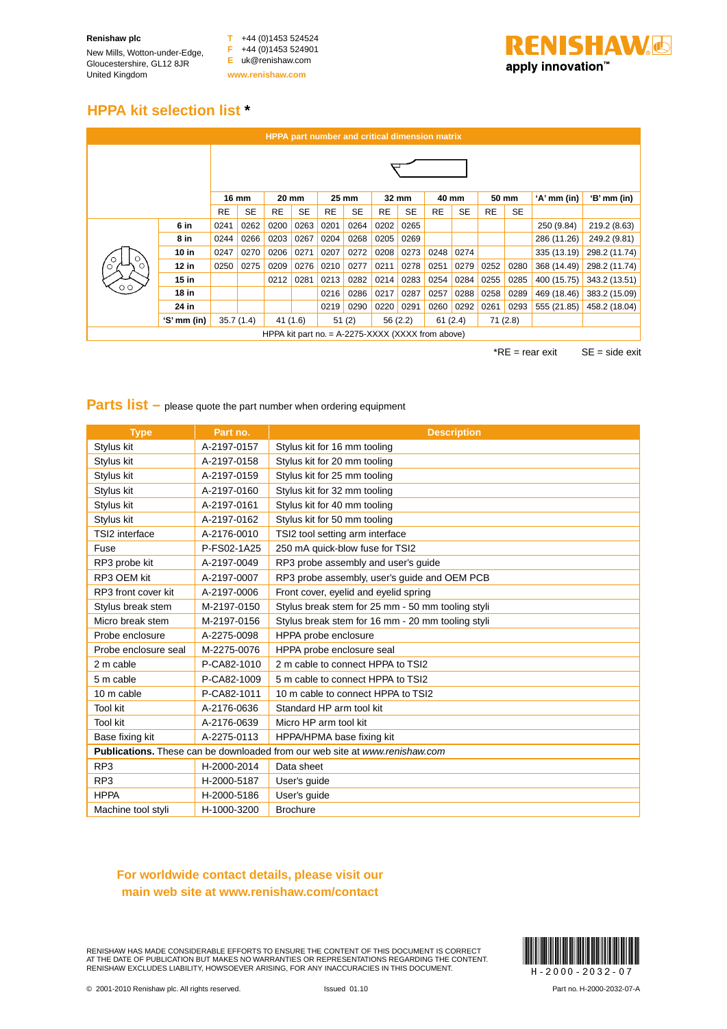Renishaw plc

New Mills, Wotton-under-Edge, Gloucestershire, GL12 8JR United Kingdom

T +44 (0)1453 524524
F +44 (0)1453 524901
E uk@renishaw.com
www.renishaw.com

RENISHAW apply innovation™

## HPPA kit selection list *

| HPPA part number and critical dimension matrix | | | | | | | | | | | | | | | |
|---|---|---|---|---|---|---|---|---|---|---|---|---|---|---|---|
| | 16 mm | | 20 mm | | 25 mm | | 32 mm | | 40 mm | | 50 mm | | 'A' mm (in) | 'B' mm (in) |
| | RE | SE | RE | SE | RE | SE | RE | SE | RE | SE | RE | SE | | |
| 6 in | 0241 | 0262 | 0200 | 0263 | 0201 | 0264 | 0202 | 0265 | | | | | 250 (9.84) | 219.2 (8.63) |
| 8 in | 0244 | 0266 | 0203 | 0267 | 0204 | 0268 | 0205 | 0269 | | | | | 286 (11.26) | 249.2 (9.81) |
| 10 in | 0247 | 0270 | 0206 | 0271 | 0207 | 0272 | 0208 | 0273 | 0248 | 0274 | | | 335 (13.19) | 298.2 (11.74) |
| 12 in | 0250 | 0275 | 0209 | 0276 | 0210 | 0277 | 0211 | 0278 | 0251 | 0279 | 0252 | 0280 | 368 (14.49) | 298.2 (11.74) |
| 15 in | | | 0212 | 0281 | 0213 | 0282 | 0214 | 0283 | 0254 | 0284 | 0255 | 0285 | 400 (15.75) | 343.2 (13.51) |
| 18 in | | | | | 0216 | 0286 | 0217 | 0287 | 0257 | 0288 | 0258 | 0289 | 469 (18.46) | 383.2 (15.09) |
| 24 in | | | | | 0219 | 0290 | 0220 | 0291 | 0260 | 0292 | 0261 | 0293 | 555 (21.85) | 458.2 (18.04) |
| 'S' mm (in) | 35.7 (1.4) | | 41 (1.6) | | 51 (2) | | 56 (2.2) | | 61 (2.4) | | 71 (2.8) | | | |

HPPA kit part no. = A-2275-XXXX (XXXX from above)

*RE = rear exit SE = side exit

## Parts list – please quote the part number when ordering equipment

| Type | Part no. | Description |
|---|---|---|
| Stylus kit | A-2197-0157 | Stylus kit for 16 mm tooling |
| Stylus kit | A-2197-0158 | Stylus kit for 20 mm tooling |
| Stylus kit | A-2197-0159 | Stylus kit for 25 mm tooling |
| Stylus kit | A-2197-0160 | Stylus kit for 32 mm tooling |
| Stylus kit | A-2197-0161 | Stylus kit for 40 mm tooling |
| Stylus kit | A-2197-0162 | Stylus kit for 50 mm tooling |
| TSI2 interface | A-2176-0010 | TSI2 tool setting arm interface |
| Fuse | P-FS02-1A25 | 250 mA quick-blow fuse for TSI2 |
| RP3 probe kit | A-2197-0049 | RP3 probe assembly and user's guide |
| RP3 OEM kit | A-2197-0007 | RP3 probe assembly, user's guide and OEM PCB |
| RP3 front cover kit | A-2197-0006 | Front cover, eyelid and eyelid spring |
| Stylus break stem | M-2197-0150 | Stylus break stem for 25 mm - 50 mm tooling styli |
| Micro break stem | M-2197-0156 | Stylus break stem for 16 mm - 20 mm tooling styli |
| Probe enclosure | A-2275-0098 | HPPA probe enclosure |
| Probe enclosure seal | M-2275-0076 | HPPA probe enclosure seal |
| 2 m cable | P-CA82-1010 | 2 m cable to connect HPPA to TSI2 |
| 5 m cable | P-CA82-1009 | 5 m cable to connect HPPA to TSI2 |
| 10 m cable | P-CA82-1011 | 10 m cable to connect HPPA to TSI2 |
| Tool kit | A-2176-0636 | Standard HP arm tool kit |
| Tool kit | A-2176-0639 | Micro HP arm tool kit |
| Base fixing kit | A-2275-0113 | HPPA/HPMA base fixing kit |
| **Publications.** These can be downloaded from our web site at *www.renishaw.com* | | |
| RP3 | H-2000-2014 | Data sheet |
| RP3 | H-2000-5187 | User's guide |
| HPPA | H-2000-5186 | User's guide |
| Machine tool styli | H-1000-3200 | Brochure |

**For worldwide contact details, please visit our main web site at www.renishaw.com/contact**

RENISHAW HAS MADE CONSIDERABLE EFFORTS TO ENSURE THE CONTENT OF THIS DOCUMENT IS CORRECT AT THE DATE OF PUBLICATION BUT MAKES NO WARRANTIES OR REPRESENTATIONS REGARDING THE CONTENT. RENISHAW EXCLUDES LIABILITY, HOWSOEVER ARISING, FOR ANY INACCURACIES IN THIS DOCUMENT.

H-2000-2032-07

© 2001-2010 Renishaw plc. All rights reserved. Issued 01.10 Part no. H-2000-2032-07-A